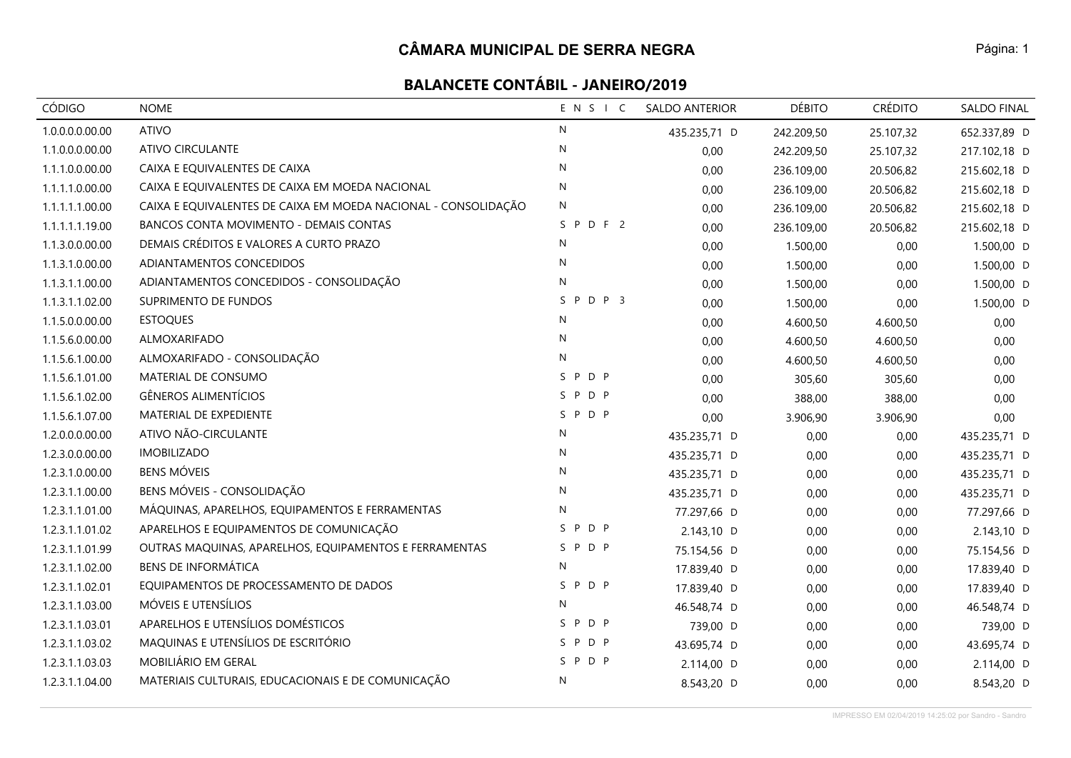# CÂMARA MUNICIPAL DE SERRA NEGRA

## BALANCETE CONTÁBIL - JANEIRO/2019

| CÓDIGO | NOME | E N S I C | SALDO ANTERIOR | DÉBITO | CRÉDITO | SALDO FINAL |
|---|---|---|---|---|---|---|
| 1.0.0.0.0.00.00 | ATIVO | N | 435.235,71 D | 242.209,50 | 25.107,32 | 652.337,89 D |
| 1.1.0.0.0.00.00 | ATIVO CIRCULANTE | N | 0,00 | 242.209,50 | 25.107,32 | 217.102,18 D |
| 1.1.1.0.0.00.00 | CAIXA E EQUIVALENTES DE CAIXA | N | 0,00 | 236.109,00 | 20.506,82 | 215.602,18 D |
| 1.1.1.1.0.00.00 | CAIXA E EQUIVALENTES DE CAIXA EM MOEDA NACIONAL | N | 0,00 | 236.109,00 | 20.506,82 | 215.602,18 D |
| 1.1.1.1.1.00.00 | CAIXA E EQUIVALENTES DE CAIXA EM MOEDA NACIONAL - CONSOLIDAÇÃO | N | 0,00 | 236.109,00 | 20.506,82 | 215.602,18 D |
| 1.1.1.1.1.19.00 | BANCOS CONTA MOVIMENTO - DEMAIS CONTAS | S P D F 2 | 0,00 | 236.109,00 | 20.506,82 | 215.602,18 D |
| 1.1.3.0.0.00.00 | DEMAIS CRÉDITOS E VALORES A CURTO PRAZO | N | 0,00 | 1.500,00 | 0,00 | 1.500,00 D |
| 1.1.3.1.0.00.00 | ADIANTAMENTOS CONCEDIDOS | N | 0,00 | 1.500,00 | 0,00 | 1.500,00 D |
| 1.1.3.1.1.00.00 | ADIANTAMENTOS CONCEDIDOS - CONSOLIDAÇÃO | N | 0,00 | 1.500,00 | 0,00 | 1.500,00 D |
| 1.1.3.1.1.02.00 | SUPRIMENTO DE FUNDOS | S P D P 3 | 0,00 | 1.500,00 | 0,00 | 1.500,00 D |
| 1.1.5.0.0.00.00 | ESTOQUES | N | 0,00 | 4.600,50 | 4.600,50 | 0,00 |
| 1.1.5.6.0.00.00 | ALMOXARIFADO | N | 0,00 | 4.600,50 | 4.600,50 | 0,00 |
| 1.1.5.6.1.00.00 | ALMOXARIFADO - CONSOLIDAÇÃO | N | 0,00 | 4.600,50 | 4.600,50 | 0,00 |
| 1.1.5.6.1.01.00 | MATERIAL DE CONSUMO | S P D P | 0,00 | 305,60 | 305,60 | 0,00 |
| 1.1.5.6.1.02.00 | GÊNEROS ALIMENTÍCIOS | S P D P | 0,00 | 388,00 | 388,00 | 0,00 |
| 1.1.5.6.1.07.00 | MATERIAL DE EXPEDIENTE | S P D P | 0,00 | 3.906,90 | 3.906,90 | 0,00 |
| 1.2.0.0.0.00.00 | ATIVO NÃO-CIRCULANTE | N | 435.235,71 D | 0,00 | 0,00 | 435.235,71 D |
| 1.2.3.0.0.00.00 | IMOBILIZADO | N | 435.235,71 D | 0,00 | 0,00 | 435.235,71 D |
| 1.2.3.1.0.00.00 | BENS MÓVEIS | N | 435.235,71 D | 0,00 | 0,00 | 435.235,71 D |
| 1.2.3.1.1.00.00 | BENS MÓVEIS - CONSOLIDAÇÃO | N | 435.235,71 D | 0,00 | 0,00 | 435.235,71 D |
| 1.2.3.1.1.01.00 | MÁQUINAS, APARELHOS, EQUIPAMENTOS E FERRAMENTAS | N | 77.297,66 D | 0,00 | 0,00 | 77.297,66 D |
| 1.2.3.1.1.01.02 | APARELHOS E EQUIPAMENTOS DE COMUNICAÇÃO | S P D P | 2.143,10 D | 0,00 | 0,00 | 2.143,10 D |
| 1.2.3.1.1.01.99 | OUTRAS MAQUINAS, APARELHOS, EQUIPAMENTOS E FERRAMENTAS | S P D P | 75.154,56 D | 0,00 | 0,00 | 75.154,56 D |
| 1.2.3.1.1.02.00 | BENS DE INFORMÁTICA | N | 17.839,40 D | 0,00 | 0,00 | 17.839,40 D |
| 1.2.3.1.1.02.01 | EQUIPAMENTOS DE PROCESSAMENTO DE DADOS | S P D P | 17.839,40 D | 0,00 | 0,00 | 17.839,40 D |
| 1.2.3.1.1.03.00 | MÓVEIS E UTENSÍLIOS | N | 46.548,74 D | 0,00 | 0,00 | 46.548,74 D |
| 1.2.3.1.1.03.01 | APARELHOS E UTENSÍLIOS DOMÉSTICOS | S P D P | 739,00 D | 0,00 | 0,00 | 739,00 D |
| 1.2.3.1.1.03.02 | MAQUINAS E UTENSÍLIOS DE ESCRITÓRIO | S P D P | 43.695,74 D | 0,00 | 0,00 | 43.695,74 D |
| 1.2.3.1.1.03.03 | MOBILIÁRIO EM GERAL | S P D P | 2.114,00 D | 0,00 | 0,00 | 2.114,00 D |
| 1.2.3.1.1.04.00 | MATERIAIS CULTURAIS, EDUCACIONAIS E DE COMUNICAÇÃO | N | 8.543,20 D | 0,00 | 0,00 | 8.543,20 D |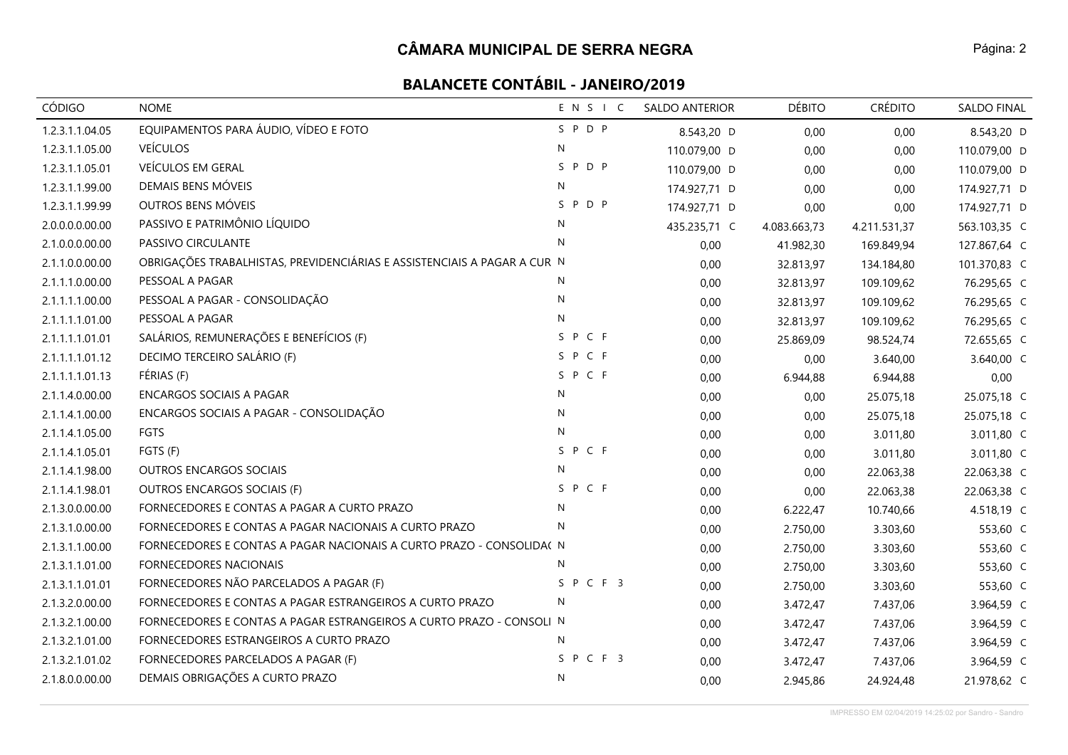# CÂMARA MUNICIPAL DE SERRA NEGRA

## BALANCETE CONTÁBIL - JANEIRO/2019

| CÓDIGO | NOME | E N S I C | SALDO ANTERIOR | DÉBITO | CRÉDITO | SALDO FINAL |
|---|---|---|---|---|---|---|
| 1.2.3.1.1.04.05 | EQUIPAMENTOS PARA ÁUDIO, VÍDEO E FOTO | S P D P | 8.543,20 D | 0,00 | 0,00 | 8.543,20 D |
| 1.2.3.1.1.05.00 | VEÍCULOS | N | 110.079,00 D | 0,00 | 0,00 | 110.079,00 D |
| 1.2.3.1.1.05.01 | VEÍCULOS EM GERAL | S P D P | 110.079,00 D | 0,00 | 0,00 | 110.079,00 D |
| 1.2.3.1.1.99.00 | DEMAIS BENS MÓVEIS | N | 174.927,71 D | 0,00 | 0,00 | 174.927,71 D |
| 1.2.3.1.1.99.99 | OUTROS BENS MÓVEIS | S P D P | 174.927,71 D | 0,00 | 0,00 | 174.927,71 D |
| 2.0.0.0.0.00.00 | PASSIVO E PATRIMÔNIO LÍQUIDO | N | 435.235,71 C | 4.083.663,73 | 4.211.531,37 | 563.103,35 C |
| 2.1.0.0.0.00.00 | PASSIVO CIRCULANTE | N | 0,00 | 41.982,30 | 169.849,94 | 127.867,64 C |
| 2.1.1.0.0.00.00 | OBRIGAÇÕES TRABALHISTAS, PREVIDENCIÁRIAS E ASSISTENCIAIS A PAGAR A CUR | N | 0,00 | 32.813,97 | 134.184,80 | 101.370,83 C |
| 2.1.1.1.0.00.00 | PESSOAL A PAGAR | N | 0,00 | 32.813,97 | 109.109,62 | 76.295,65 C |
| 2.1.1.1.1.00.00 | PESSOAL A PAGAR - CONSOLIDAÇÃO | N | 0,00 | 32.813,97 | 109.109,62 | 76.295,65 C |
| 2.1.1.1.1.01.00 | PESSOAL A PAGAR | N | 0,00 | 32.813,97 | 109.109,62 | 76.295,65 C |
| 2.1.1.1.1.01.01 | SALÁRIOS, REMUNERAÇÕES E BENEFÍCIOS (F) | S P C F | 0,00 | 25.869,09 | 98.524,74 | 72.655,65 C |
| 2.1.1.1.1.01.12 | DECIMO TERCEIRO SALÁRIO (F) | S P C F | 0,00 | 0,00 | 3.640,00 | 3.640,00 C |
| 2.1.1.1.1.01.13 | FÉRIAS (F) | S P C F | 0,00 | 6.944,88 | 6.944,88 | 0,00 |
| 2.1.1.4.0.00.00 | ENCARGOS SOCIAIS A PAGAR | N | 0,00 | 0,00 | 25.075,18 | 25.075,18 C |
| 2.1.1.4.1.00.00 | ENCARGOS SOCIAIS A PAGAR - CONSOLIDAÇÃO | N | 0,00 | 0,00 | 25.075,18 | 25.075,18 C |
| 2.1.1.4.1.05.00 | FGTS | N | 0,00 | 0,00 | 3.011,80 | 3.011,80 C |
| 2.1.1.4.1.05.01 | FGTS (F) | S P C F | 0,00 | 0,00 | 3.011,80 | 3.011,80 C |
| 2.1.1.4.1.98.00 | OUTROS ENCARGOS SOCIAIS | N | 0,00 | 0,00 | 22.063,38 | 22.063,38 C |
| 2.1.1.4.1.98.01 | OUTROS ENCARGOS SOCIAIS (F) | S P C F | 0,00 | 0,00 | 22.063,38 | 22.063,38 C |
| 2.1.3.0.0.00.00 | FORNECEDORES E CONTAS A PAGAR A CURTO PRAZO | N | 0,00 | 6.222,47 | 10.740,66 | 4.518,19 C |
| 2.1.3.1.0.00.00 | FORNECEDORES E CONTAS A PAGAR NACIONAIS A CURTO PRAZO | N | 0,00 | 2.750,00 | 3.303,60 | 553,60 C |
| 2.1.3.1.1.00.00 | FORNECEDORES E CONTAS A PAGAR NACIONAIS A CURTO PRAZO - CONSOLIDA( | N | 0,00 | 2.750,00 | 3.303,60 | 553,60 C |
| 2.1.3.1.1.01.00 | FORNECEDORES NACIONAIS | N | 0,00 | 2.750,00 | 3.303,60 | 553,60 C |
| 2.1.3.1.1.01.01 | FORNECEDORES NÃO PARCELADOS A PAGAR (F) | S P C F 3 | 0,00 | 2.750,00 | 3.303,60 | 553,60 C |
| 2.1.3.2.0.00.00 | FORNECEDORES E CONTAS A PAGAR ESTRANGEIROS A CURTO PRAZO | N | 0,00 | 3.472,47 | 7.437,06 | 3.964,59 C |
| 2.1.3.2.1.00.00 | FORNECEDORES E CONTAS A PAGAR ESTRANGEIROS A CURTO PRAZO - CONSOLI | N | 0,00 | 3.472,47 | 7.437,06 | 3.964,59 C |
| 2.1.3.2.1.01.00 | FORNECEDORES ESTRANGEIROS A CURTO PRAZO | N | 0,00 | 3.472,47 | 7.437,06 | 3.964,59 C |
| 2.1.3.2.1.01.02 | FORNECEDORES PARCELADOS A PAGAR (F) | S P C F 3 | 0,00 | 3.472,47 | 7.437,06 | 3.964,59 C |
| 2.1.8.0.0.00.00 | DEMAIS OBRIGAÇÕES A CURTO PRAZO | N | 0,00 | 2.945,86 | 24.924,48 | 21.978,62 C |

IMPRESSO EM 02/04/2019 14:25:02 por Sandro - Sandro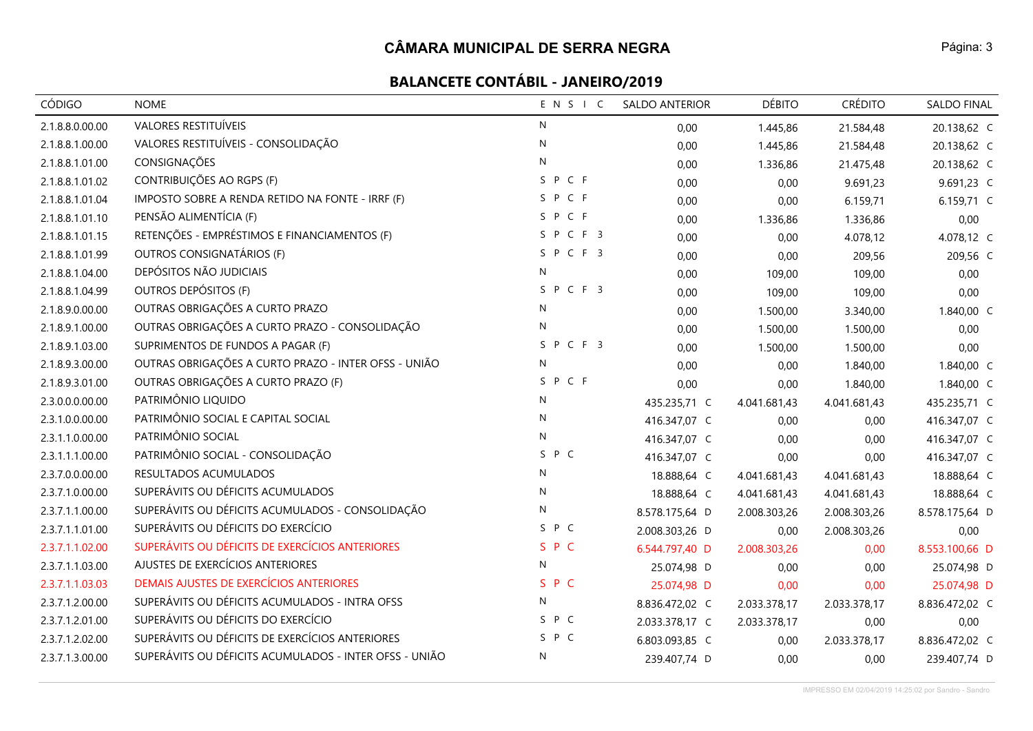# CÂMARA MUNICIPAL DE SERRA NEGRA

## BALANCETE CONTÁBIL - JANEIRO/2019

| CÓDIGO | NOME | E N S I C | SALDO ANTERIOR | DÉBITO | CRÉDITO | SALDO FINAL |
|---|---|---|---|---|---|---|
| 2.1.8.8.0.00.00 | VALORES RESTITUÍVEIS | N | 0,00 | 1.445,86 | 21.584,48 | 20.138,62 C |
| 2.1.8.8.1.00.00 | VALORES RESTITUÍVEIS - CONSOLIDAÇÃO | N | 0,00 | 1.445,86 | 21.584,48 | 20.138,62 C |
| 2.1.8.8.1.01.00 | CONSIGNAÇÕES | N | 0,00 | 1.336,86 | 21.475,48 | 20.138,62 C |
| 2.1.8.8.1.01.02 | CONTRIBUIÇÕES AO RGPS (F) | S P C F | 0,00 | 0,00 | 9.691,23 | 9.691,23 C |
| 2.1.8.8.1.01.04 | IMPOSTO SOBRE A RENDA RETIDO NA FONTE - IRRF (F) | S P C F | 0,00 | 0,00 | 6.159,71 | 6.159,71 C |
| 2.1.8.8.1.01.10 | PENSÃO ALIMENTÍCIA (F) | S P C F | 0,00 | 1.336,86 | 1.336,86 | 0,00 |
| 2.1.8.8.1.01.15 | RETENÇÕES - EMPRÉSTIMOS E FINANCIAMENTOS (F) | S P C F 3 | 0,00 | 0,00 | 4.078,12 | 4.078,12 C |
| 2.1.8.8.1.01.99 | OUTROS CONSIGNATÁRIOS (F) | S P C F 3 | 0,00 | 0,00 | 209,56 | 209,56 C |
| 2.1.8.8.1.04.00 | DEPÓSITOS NÃO JUDICIAIS | N | 0,00 | 109,00 | 109,00 | 0,00 |
| 2.1.8.8.1.04.99 | OUTROS DEPÓSITOS (F) | S P C F 3 | 0,00 | 109,00 | 109,00 | 0,00 |
| 2.1.8.9.0.00.00 | OUTRAS OBRIGAÇÕES A CURTO PRAZO | N | 0,00 | 1.500,00 | 3.340,00 | 1.840,00 C |
| 2.1.8.9.1.00.00 | OUTRAS OBRIGAÇÕES A CURTO PRAZO - CONSOLIDAÇÃO | N | 0,00 | 1.500,00 | 1.500,00 | 0,00 |
| 2.1.8.9.1.03.00 | SUPRIMENTOS DE FUNDOS A PAGAR (F) | S P C F 3 | 0,00 | 1.500,00 | 1.500,00 | 0,00 |
| 2.1.8.9.3.00.00 | OUTRAS OBRIGAÇÕES A CURTO PRAZO - INTER OFSS - UNIÃO | N | 0,00 | 0,00 | 1.840,00 | 1.840,00 C |
| 2.1.8.9.3.01.00 | OUTRAS OBRIGAÇÕES A CURTO PRAZO (F) | S P C F | 0,00 | 0,00 | 1.840,00 | 1.840,00 C |
| 2.3.0.0.0.00.00 | PATRIMÔNIO LIQUIDO | N | 435.235,71 C | 4.041.681,43 | 4.041.681,43 | 435.235,71 C |
| 2.3.1.0.0.00.00 | PATRIMÔNIO SOCIAL E CAPITAL SOCIAL | N | 416.347,07 C | 0,00 | 0,00 | 416.347,07 C |
| 2.3.1.1.0.00.00 | PATRIMÔNIO SOCIAL | N | 416.347,07 C | 0,00 | 0,00 | 416.347,07 C |
| 2.3.1.1.1.00.00 | PATRIMÔNIO SOCIAL - CONSOLIDAÇÃO | S P C | 416.347,07 C | 0,00 | 0,00 | 416.347,07 C |
| 2.3.7.0.0.00.00 | RESULTADOS ACUMULADOS | N | 18.888,64 C | 4.041.681,43 | 4.041.681,43 | 18.888,64 C |
| 2.3.7.1.0.00.00 | SUPERÁVITS OU DÉFICITS ACUMULADOS | N | 18.888,64 C | 4.041.681,43 | 4.041.681,43 | 18.888,64 C |
| 2.3.7.1.1.00.00 | SUPERÁVITS OU DÉFICITS ACUMULADOS - CONSOLIDAÇÃO | N | 8.578.175,64 D | 2.008.303,26 | 2.008.303,26 | 8.578.175,64 D |
| 2.3.7.1.1.01.00 | SUPERÁVITS OU DÉFICITS DO EXERCÍCIO | S P C | 2.008.303,26 D | 0,00 | 2.008.303,26 | 0,00 |
| 2.3.7.1.1.02.00 | SUPERÁVITS OU DÉFICITS DE EXERCÍCIOS ANTERIORES | S P C | 6.544.797,40 D | 2.008.303,26 | 0,00 | 8.553.100,66 D |
| 2.3.7.1.1.03.00 | AJUSTES DE EXERCÍCIOS ANTERIORES | N | 25.074,98 D | 0,00 | 0,00 | 25.074,98 D |
| 2.3.7.1.1.03.03 | DEMAIS AJUSTES DE EXERCÍCIOS ANTERIORES | S P C | 25.074,98 D | 0,00 | 0,00 | 25.074,98 D |
| 2.3.7.1.2.00.00 | SUPERÁVITS OU DÉFICITS ACUMULADOS - INTRA OFSS | N | 8.836.472,02 C | 2.033.378,17 | 2.033.378,17 | 8.836.472,02 C |
| 2.3.7.1.2.01.00 | SUPERÁVITS OU DÉFICITS DO EXERCÍCIO | S P C | 2.033.378,17 C | 2.033.378,17 | 0,00 | 0,00 |
| 2.3.7.1.2.02.00 | SUPERÁVITS OU DÉFICITS DE EXERCÍCIOS ANTERIORES | S P C | 6.803.093,85 C | 0,00 | 2.033.378,17 | 8.836.472,02 C |
| 2.3.7.1.3.00.00 | SUPERÁVITS OU DÉFICITS ACUMULADOS - INTER OFSS - UNIÃO | N | 239.407,74 D | 0,00 | 0,00 | 239.407,74 D |

IMPRESSO EM 02/04/2019 14:25:02 por Sandro - Sandro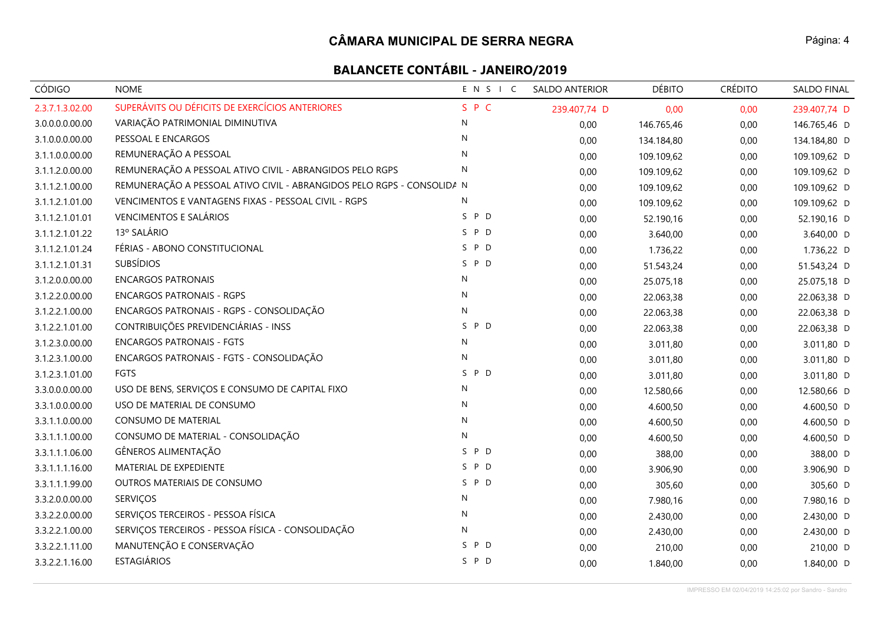## CÂMARA MUNICIPAL DE SERRA NEGRA

## BALANCETE CONTÁBIL - JANEIRO/2019

| CÓDIGO | NOME | E N S I C | SALDO ANTERIOR | DÉBITO | CRÉDITO | SALDO FINAL |
|---|---|---|---|---|---|---|
| 2.3.7.1.3.02.00 | SUPERÁVITS OU DÉFICITS DE EXERCÍCIOS ANTERIORES | S P C | 239.407,74 D | 0,00 | 0,00 | 239.407,74 D |
| 3.0.0.0.0.00.00 | VARIAÇÃO PATRIMONIAL DIMINUTIVA | N | 0,00 | 146.765,46 | 0,00 | 146.765,46 D |
| 3.1.0.0.0.00.00 | PESSOAL E ENCARGOS | N | 0,00 | 134.184,80 | 0,00 | 134.184,80 D |
| 3.1.1.0.0.00.00 | REMUNERAÇÃO A PESSOAL | N | 0,00 | 109.109,62 | 0,00 | 109.109,62 D |
| 3.1.1.2.0.00.00 | REMUNERAÇÃO A PESSOAL ATIVO CIVIL - ABRANGIDOS PELO RGPS | N | 0,00 | 109.109,62 | 0,00 | 109.109,62 D |
| 3.1.1.2.1.00.00 | REMUNERAÇÃO A PESSOAL ATIVO CIVIL - ABRANGIDOS PELO RGPS - CONSOLIDA | N | 0,00 | 109.109,62 | 0,00 | 109.109,62 D |
| 3.1.1.2.1.01.00 | VENCIMENTOS E VANTAGENS FIXAS - PESSOAL CIVIL - RGPS | N | 0,00 | 109.109,62 | 0,00 | 109.109,62 D |
| 3.1.1.2.1.01.01 | VENCIMENTOS E SALÁRIOS | S P D | 0,00 | 52.190,16 | 0,00 | 52.190,16 D |
| 3.1.1.2.1.01.22 | 13º SALÁRIO | S P D | 0,00 | 3.640,00 | 0,00 | 3.640,00 D |
| 3.1.1.2.1.01.24 | FÉRIAS - ABONO CONSTITUCIONAL | S P D | 0,00 | 1.736,22 | 0,00 | 1.736,22 D |
| 3.1.1.2.1.01.31 | SUBSÍDIOS | S P D | 0,00 | 51.543,24 | 0,00 | 51.543,24 D |
| 3.1.2.0.0.00.00 | ENCARGOS PATRONAIS | N | 0,00 | 25.075,18 | 0,00 | 25.075,18 D |
| 3.1.2.2.0.00.00 | ENCARGOS PATRONAIS - RGPS | N | 0,00 | 22.063,38 | 0,00 | 22.063,38 D |
| 3.1.2.2.1.00.00 | ENCARGOS PATRONAIS - RGPS - CONSOLIDAÇÃO | N | 0,00 | 22.063,38 | 0,00 | 22.063,38 D |
| 3.1.2.2.1.01.00 | CONTRIBUIÇÕES PREVIDENCIÁRIAS - INSS | S P D | 0,00 | 22.063,38 | 0,00 | 22.063,38 D |
| 3.1.2.3.0.00.00 | ENCARGOS PATRONAIS - FGTS | N | 0,00 | 3.011,80 | 0,00 | 3.011,80 D |
| 3.1.2.3.1.00.00 | ENCARGOS PATRONAIS - FGTS - CONSOLIDAÇÃO | N | 0,00 | 3.011,80 | 0,00 | 3.011,80 D |
| 3.1.2.3.1.01.00 | FGTS | S P D | 0,00 | 3.011,80 | 0,00 | 3.011,80 D |
| 3.3.0.0.0.00.00 | USO DE BENS, SERVIÇOS E CONSUMO DE CAPITAL FIXO | N | 0,00 | 12.580,66 | 0,00 | 12.580,66 D |
| 3.3.1.0.0.00.00 | USO DE MATERIAL DE CONSUMO | N | 0,00 | 4.600,50 | 0,00 | 4.600,50 D |
| 3.3.1.1.0.00.00 | CONSUMO DE MATERIAL | N | 0,00 | 4.600,50 | 0,00 | 4.600,50 D |
| 3.3.1.1.1.00.00 | CONSUMO DE MATERIAL - CONSOLIDAÇÃO | N | 0,00 | 4.600,50 | 0,00 | 4.600,50 D |
| 3.3.1.1.1.06.00 | GÊNEROS ALIMENTAÇÃO | S P D | 0,00 | 388,00 | 0,00 | 388,00 D |
| 3.3.1.1.1.16.00 | MATERIAL DE EXPEDIENTE | S P D | 0,00 | 3.906,90 | 0,00 | 3.906,90 D |
| 3.3.1.1.1.99.00 | OUTROS MATERIAIS DE CONSUMO | S P D | 0,00 | 305,60 | 0,00 | 305,60 D |
| 3.3.2.0.0.00.00 | SERVIÇOS | N | 0,00 | 7.980,16 | 0,00 | 7.980,16 D |
| 3.3.2.2.0.00.00 | SERVIÇOS TERCEIROS - PESSOA FÍSICA | N | 0,00 | 2.430,00 | 0,00 | 2.430,00 D |
| 3.3.2.2.1.00.00 | SERVIÇOS TERCEIROS - PESSOA FÍSICA - CONSOLIDAÇÃO | N | 0,00 | 2.430,00 | 0,00 | 2.430,00 D |
| 3.3.2.2.1.11.00 | MANUTENÇÃO E CONSERVAÇÃO | S P D | 0,00 | 210,00 | 0,00 | 210,00 D |
| 3.3.2.2.1.16.00 | ESTAGIÁRIOS | S P D | 0,00 | 1.840,00 | 0,00 | 1.840,00 D |

IMPRESSO EM 02/04/2019 14:25:02 por Sandro - Sandro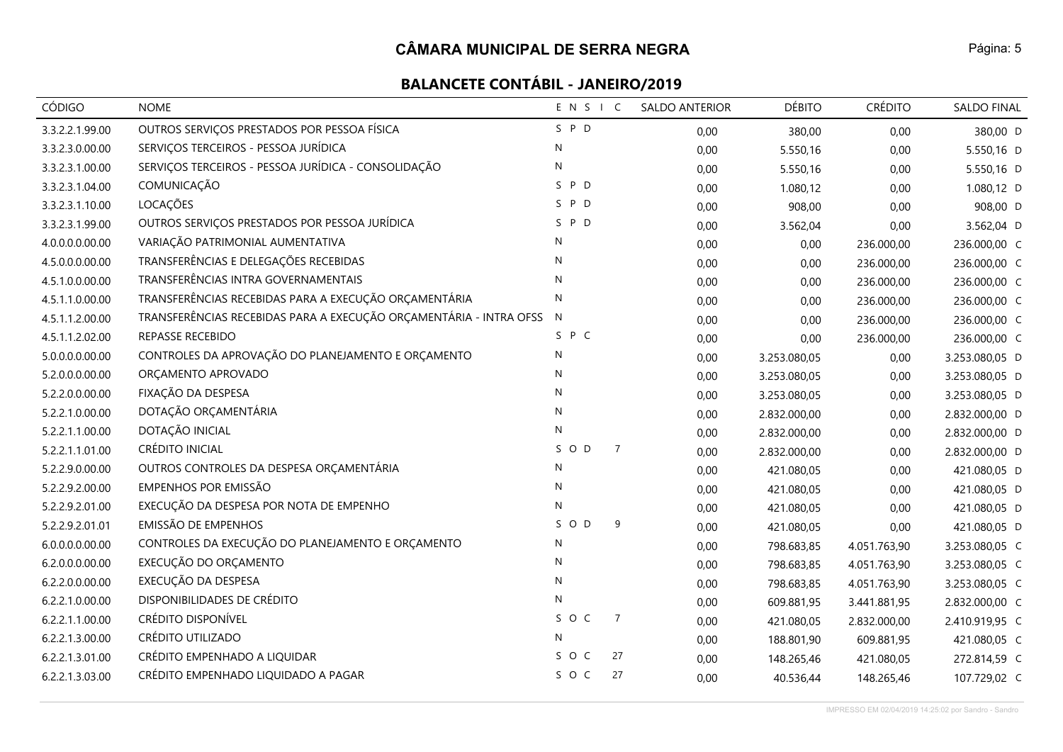# CÂMARA MUNICIPAL DE SERRA NEGRA

## BALANCETE CONTÁBIL - JANEIRO/2019

| CÓDIGO | NOME | E N S I C | SALDO ANTERIOR | DÉBITO | CRÉDITO | SALDO FINAL |
|---|---|---|---|---|---|---|
| 3.3.2.2.1.99.00 | OUTROS SERVIÇOS PRESTADOS POR PESSOA FÍSICA | S P D | 0,00 | 380,00 | 0,00 | 380,00 D |
| 3.3.2.3.0.00.00 | SERVIÇOS TERCEIROS - PESSOA JURÍDICA | N | 0,00 | 5.550,16 | 0,00 | 5.550,16 D |
| 3.3.2.3.1.00.00 | SERVIÇOS TERCEIROS - PESSOA JURÍDICA - CONSOLIDAÇÃO | N | 0,00 | 5.550,16 | 0,00 | 5.550,16 D |
| 3.3.2.3.1.04.00 | COMUNICAÇÃO | S P D | 0,00 | 1.080,12 | 0,00 | 1.080,12 D |
| 3.3.2.3.1.10.00 | LOCAÇÕES | S P D | 0,00 | 908,00 | 0,00 | 908,00 D |
| 3.3.2.3.1.99.00 | OUTROS SERVIÇOS PRESTADOS POR PESSOA JURÍDICA | S P D | 0,00 | 3.562,04 | 0,00 | 3.562,04 D |
| 4.0.0.0.0.00.00 | VARIAÇÃO PATRIMONIAL AUMENTATIVA | N | 0,00 | 0,00 | 236.000,00 | 236.000,00 C |
| 4.5.0.0.0.00.00 | TRANSFERÊNCIAS E DELEGAÇÕES RECEBIDAS | N | 0,00 | 0,00 | 236.000,00 | 236.000,00 C |
| 4.5.1.0.0.00.00 | TRANSFERÊNCIAS INTRA GOVERNAMENTAIS | N | 0,00 | 0,00 | 236.000,00 | 236.000,00 C |
| 4.5.1.1.0.00.00 | TRANSFERÊNCIAS RECEBIDAS PARA A EXECUÇÃO ORÇAMENTÁRIA | N | 0,00 | 0,00 | 236.000,00 | 236.000,00 C |
| 4.5.1.1.2.00.00 | TRANSFERÊNCIAS RECEBIDAS PARA A EXECUÇÃO ORÇAMENTÁRIA - INTRA OFSS | N | 0,00 | 0,00 | 236.000,00 | 236.000,00 C |
| 4.5.1.1.2.02.00 | REPASSE RECEBIDO | S P C | 0,00 | 0,00 | 236.000,00 | 236.000,00 C |
| 5.0.0.0.0.00.00 | CONTROLES DA APROVAÇÃO DO PLANEJAMENTO E ORÇAMENTO | N | 0,00 | 3.253.080,05 | 0,00 | 3.253.080,05 D |
| 5.2.0.0.0.00.00 | ORÇAMENTO APROVADO | N | 0,00 | 3.253.080,05 | 0,00 | 3.253.080,05 D |
| 5.2.2.0.0.00.00 | FIXAÇÃO DA DESPESA | N | 0,00 | 3.253.080,05 | 0,00 | 3.253.080,05 D |
| 5.2.2.1.0.00.00 | DOTAÇÃO ORÇAMENTÁRIA | N | 0,00 | 2.832.000,00 | 0,00 | 2.832.000,00 D |
| 5.2.2.1.1.00.00 | DOTAÇÃO INICIAL | N | 0,00 | 2.832.000,00 | 0,00 | 2.832.000,00 D |
| 5.2.2.1.1.01.00 | CRÉDITO INICIAL | S O D 7 | 0,00 | 2.832.000,00 | 0,00 | 2.832.000,00 D |
| 5.2.2.9.0.00.00 | OUTROS CONTROLES DA DESPESA ORÇAMENTÁRIA | N | 0,00 | 421.080,05 | 0,00 | 421.080,05 D |
| 5.2.2.9.2.00.00 | EMPENHOS POR EMISSÃO | N | 0,00 | 421.080,05 | 0,00 | 421.080,05 D |
| 5.2.2.9.2.01.00 | EXECUÇÃO DA DESPESA POR NOTA DE EMPENHO | N | 0,00 | 421.080,05 | 0,00 | 421.080,05 D |
| 5.2.2.9.2.01.01 | EMISSÃO DE EMPENHOS | S O D 9 | 0,00 | 421.080,05 | 0,00 | 421.080,05 D |
| 6.0.0.0.0.00.00 | CONTROLES DA EXECUÇÃO DO PLANEJAMENTO E ORÇAMENTO | N | 0,00 | 798.683,85 | 4.051.763,90 | 3.253.080,05 C |
| 6.2.0.0.0.00.00 | EXECUÇÃO DO ORÇAMENTO | N | 0,00 | 798.683,85 | 4.051.763,90 | 3.253.080,05 C |
| 6.2.2.0.0.00.00 | EXECUÇÃO DA DESPESA | N | 0,00 | 798.683,85 | 4.051.763,90 | 3.253.080,05 C |
| 6.2.2.1.0.00.00 | DISPONIBILIDADES DE CRÉDITO | N | 0,00 | 609.881,95 | 3.441.881,95 | 2.832.000,00 C |
| 6.2.2.1.1.00.00 | CRÉDITO DISPONÍVEL | S O C 7 | 0,00 | 421.080,05 | 2.832.000,00 | 2.410.919,95 C |
| 6.2.2.1.3.00.00 | CRÉDITO UTILIZADO | N | 0,00 | 188.801,90 | 609.881,95 | 421.080,05 C |
| 6.2.2.1.3.01.00 | CRÉDITO EMPENHADO A LIQUIDAR | S O C 27 | 0,00 | 148.265,46 | 421.080,05 | 272.814,59 C |
| 6.2.2.1.3.03.00 | CRÉDITO EMPENHADO LIQUIDADO A PAGAR | S O C 27 | 0,00 | 40.536,44 | 148.265,46 | 107.729,02 C |

IMPRESSO EM 02/04/2019 14:25:02 por Sandro - Sandro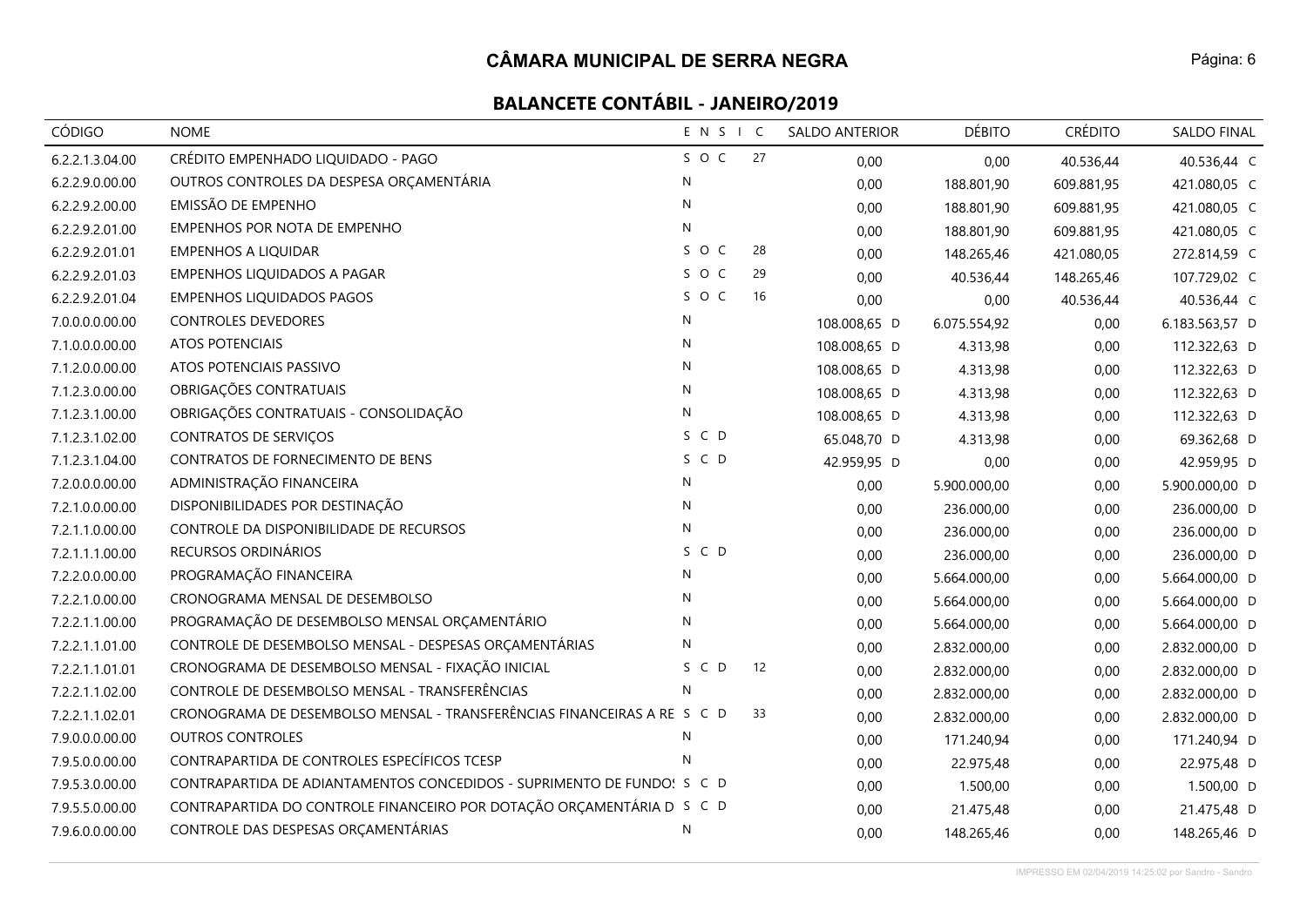# CÂMARA MUNICIPAL DE SERRA NEGRA

## BALANCETE CONTÁBIL - JANEIRO/2019

| CÓDIGO | NOME | E N S I C | SALDO ANTERIOR | DÉBITO | CRÉDITO | SALDO FINAL |
|---|---|---|---|---|---|---|
| 6.2.2.1.3.04.00 | CRÉDITO EMPENHADO LIQUIDADO - PAGO | S O C 27 | 0,00 | 0,00 | 40.536,44 | 40.536,44 C |
| 6.2.2.9.0.00.00 | OUTROS CONTROLES DA DESPESA ORÇAMENTÁRIA | N | 0,00 | 188.801,90 | 609.881,95 | 421.080,05 C |
| 6.2.2.9.2.00.00 | EMISSÃO DE EMPENHO | N | 0,00 | 188.801,90 | 609.881,95 | 421.080,05 C |
| 6.2.2.9.2.01.00 | EMPENHOS POR NOTA DE EMPENHO | N | 0,00 | 188.801,90 | 609.881,95 | 421.080,05 C |
| 6.2.2.9.2.01.01 | EMPENHOS A LIQUIDAR | S O C 28 | 0,00 | 148.265,46 | 421.080,05 | 272.814,59 C |
| 6.2.2.9.2.01.03 | EMPENHOS LIQUIDADOS A PAGAR | S O C 29 | 0,00 | 40.536,44 | 148.265,46 | 107.729,02 C |
| 6.2.2.9.2.01.04 | EMPENHOS LIQUIDADOS PAGOS | S O C 16 | 0,00 | 0,00 | 40.536,44 | 40.536,44 C |
| 7.0.0.0.0.00.00 | CONTROLES DEVEDORES | N | 108.008,65 D | 6.075.554,92 | 0,00 | 6.183.563,57 D |
| 7.1.0.0.0.00.00 | ATOS POTENCIAIS | N | 108.008,65 D | 4.313,98 | 0,00 | 112.322,63 D |
| 7.1.2.0.0.00.00 | ATOS POTENCIAIS PASSIVO | N | 108.008,65 D | 4.313,98 | 0,00 | 112.322,63 D |
| 7.1.2.3.0.00.00 | OBRIGAÇÕES CONTRATUAIS | N | 108.008,65 D | 4.313,98 | 0,00 | 112.322,63 D |
| 7.1.2.3.1.00.00 | OBRIGAÇÕES CONTRATUAIS - CONSOLIDAÇÃO | N | 108.008,65 D | 4.313,98 | 0,00 | 112.322,63 D |
| 7.1.2.3.1.02.00 | CONTRATOS DE SERVIÇOS | S C D | 65.048,70 D | 4.313,98 | 0,00 | 69.362,68 D |
| 7.1.2.3.1.04.00 | CONTRATOS DE FORNECIMENTO DE BENS | S C D | 42.959,95 D | 0,00 | 0,00 | 42.959,95 D |
| 7.2.0.0.0.00.00 | ADMINISTRAÇÃO FINANCEIRA | N | 0,00 | 5.900.000,00 | 0,00 | 5.900.000,00 D |
| 7.2.1.0.0.00.00 | DISPONIBILIDADES POR DESTINAÇÃO | N | 0,00 | 236.000,00 | 0,00 | 236.000,00 D |
| 7.2.1.1.0.00.00 | CONTROLE DA DISPONIBILIDADE DE RECURSOS | N | 0,00 | 236.000,00 | 0,00 | 236.000,00 D |
| 7.2.1.1.1.00.00 | RECURSOS ORDINÁRIOS | S C D | 0,00 | 236.000,00 | 0,00 | 236.000,00 D |
| 7.2.2.0.0.00.00 | PROGRAMAÇÃO FINANCEIRA | N | 0,00 | 5.664.000,00 | 0,00 | 5.664.000,00 D |
| 7.2.2.1.0.00.00 | CRONOGRAMA MENSAL DE DESEMBOLSO | N | 0,00 | 5.664.000,00 | 0,00 | 5.664.000,00 D |
| 7.2.2.1.1.00.00 | PROGRAMAÇÃO DE DESEMBOLSO MENSAL ORÇAMENTÁRIO | N | 0,00 | 5.664.000,00 | 0,00 | 5.664.000,00 D |
| 7.2.2.1.1.01.00 | CONTROLE DE DESEMBOLSO MENSAL - DESPESAS ORÇAMENTÁRIAS | N | 0,00 | 2.832.000,00 | 0,00 | 2.832.000,00 D |
| 7.2.2.1.1.01.01 | CRONOGRAMA DE DESEMBOLSO MENSAL - FIXAÇÃO INICIAL | S C D 12 | 0,00 | 2.832.000,00 | 0,00 | 2.832.000,00 D |
| 7.2.2.1.1.02.00 | CONTROLE DE DESEMBOLSO MENSAL - TRANSFERÊNCIAS | N | 0,00 | 2.832.000,00 | 0,00 | 2.832.000,00 D |
| 7.2.2.1.1.02.01 | CRONOGRAMA DE DESEMBOLSO MENSAL - TRANSFERÊNCIAS FINANCEIRAS A RE | S C D 33 | 0,00 | 2.832.000,00 | 0,00 | 2.832.000,00 D |
| 7.9.0.0.0.00.00 | OUTROS CONTROLES | N | 0,00 | 171.240,94 | 0,00 | 171.240,94 D |
| 7.9.5.0.0.00.00 | CONTRAPARTIDA DE CONTROLES ESPECÍFICOS TCESP | N | 0,00 | 22.975,48 | 0,00 | 22.975,48 D |
| 7.9.5.3.0.00.00 | CONTRAPARTIDA DE ADIANTAMENTOS CONCEDIDOS - SUPRIMENTO DE FUNDOS | S C D | 0,00 | 1.500,00 | 0,00 | 1.500,00 D |
| 7.9.5.5.0.00.00 | CONTRAPARTIDA DO CONTROLE FINANCEIRO POR DOTAÇÃO ORÇAMENTÁRIA D | S C D | 0,00 | 21.475,48 | 0,00 | 21.475,48 D |
| 7.9.6.0.0.00.00 | CONTROLE DAS DESPESAS ORÇAMENTÁRIAS | N | 0,00 | 148.265,46 | 0,00 | 148.265,46 D |

IMPRESSO EM 02/04/2019 14:25:02 por Sandro - Sandro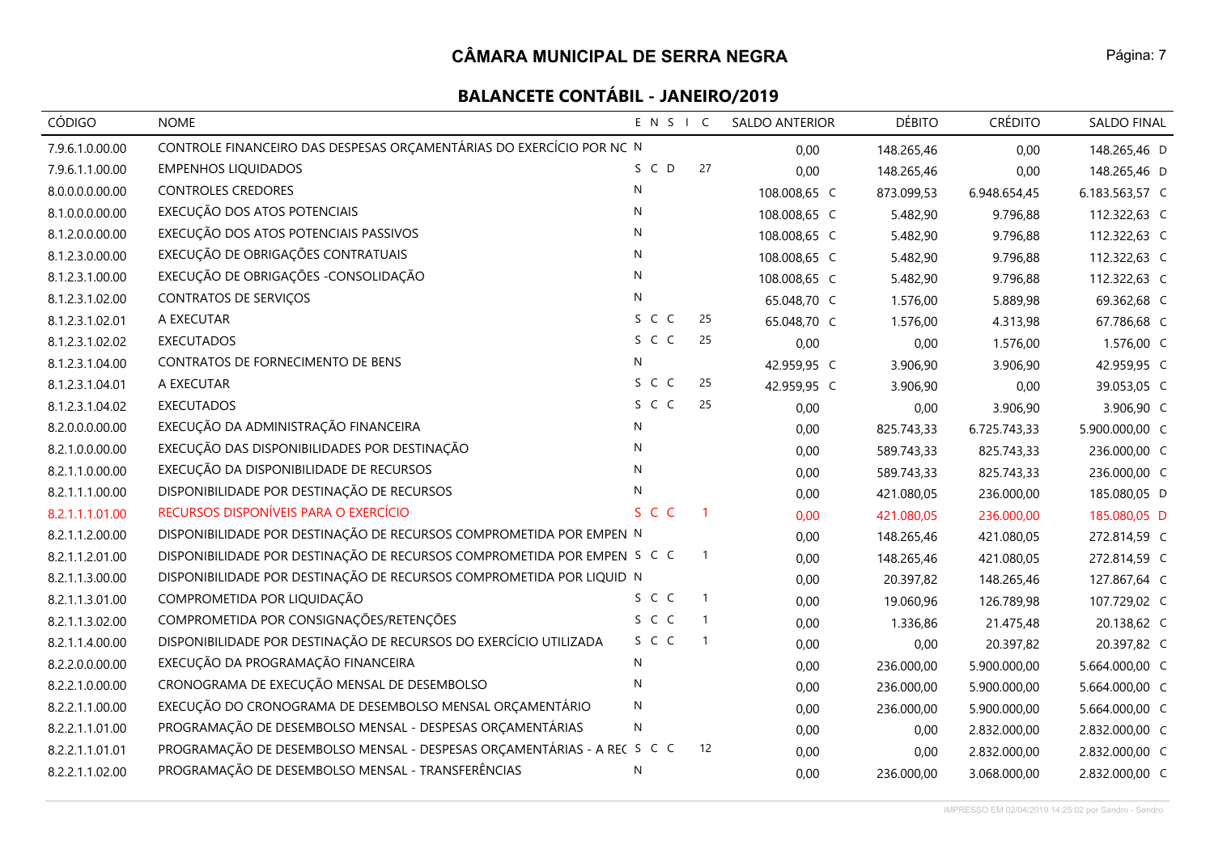# CÂMARA MUNICIPAL DE SERRA NEGRA

## BALANCETE CONTÁBIL - JANEIRO/2019

| CÓDIGO | NOME | E N S I C | | SALDO ANTERIOR | DÉBITO | CRÉDITO | SALDO FINAL |
|---|---|---|---|---|---|---|---|
| 7.9.6.1.0.00.00 | CONTROLE FINANCEIRO DAS DESPESAS ORÇAMENTÁRIAS DO EXERCÍCIO POR NC | N | | 0,00 | 148.265,46 | 0,00 | 148.265,46 D |
| 7.9.6.1.1.00.00 | EMPENHOS LIQUIDADOS | S C D | 27 | 0,00 | 148.265,46 | 0,00 | 148.265,46 D |
| 8.0.0.0.0.00.00 | CONTROLES CREDORES | N | | 108.008,65 C | 873.099,53 | 6.948.654,45 | 6.183.563,57 C |
| 8.1.0.0.0.00.00 | EXECUÇÃO DOS ATOS POTENCIAIS | N | | 108.008,65 C | 5.482,90 | 9.796,88 | 112.322,63 C |
| 8.1.2.0.0.00.00 | EXECUÇÃO DOS ATOS POTENCIAIS PASSIVOS | N | | 108.008,65 C | 5.482,90 | 9.796,88 | 112.322,63 C |
| 8.1.2.3.0.00.00 | EXECUÇÃO DE OBRIGAÇÕES CONTRATUAIS | N | | 108.008,65 C | 5.482,90 | 9.796,88 | 112.322,63 C |
| 8.1.2.3.1.00.00 | EXECUÇÃO DE OBRIGAÇÕES -CONSOLIDAÇÃO | N | | 108.008,65 C | 5.482,90 | 9.796,88 | 112.322,63 C |
| 8.1.2.3.1.02.00 | CONTRATOS DE SERVIÇOS | N | | 65.048,70 C | 1.576,00 | 5.889,98 | 69.362,68 C |
| 8.1.2.3.1.02.01 | A EXECUTAR | S C C | 25 | 65.048,70 C | 1.576,00 | 4.313,98 | 67.786,68 C |
| 8.1.2.3.1.02.02 | EXECUTADOS | S C C | 25 | 0,00 | 0,00 | 1.576,00 | 1.576,00 C |
| 8.1.2.3.1.04.00 | CONTRATOS DE FORNECIMENTO DE BENS | N | | 42.959,95 C | 3.906,90 | 3.906,90 | 42.959,95 C |
| 8.1.2.3.1.04.01 | A EXECUTAR | S C C | 25 | 42.959,95 C | 3.906,90 | 0,00 | 39.053,05 C |
| 8.1.2.3.1.04.02 | EXECUTADOS | S C C | 25 | 0,00 | 0,00 | 3.906,90 | 3.906,90 C |
| 8.2.0.0.0.00.00 | EXECUÇÃO DA ADMINISTRAÇÃO FINANCEIRA | N | | 0,00 | 825.743,33 | 6.725.743,33 | 5.900.000,00 C |
| 8.2.1.0.0.00.00 | EXECUÇÃO DAS DISPONIBILIDADES POR DESTINAÇÃO | N | | 0,00 | 589.743,33 | 825.743,33 | 236.000,00 C |
| 8.2.1.1.0.00.00 | EXECUÇÃO DA DISPONIBILIDADE DE RECURSOS | N | | 0,00 | 589.743,33 | 825.743,33 | 236.000,00 C |
| 8.2.1.1.1.00.00 | DISPONIBILIDADE POR DESTINAÇÃO DE RECURSOS | N | | 0,00 | 421.080,05 | 236.000,00 | 185.080,05 D |
| 8.2.1.1.1.01.00 | RECURSOS DISPONÍVEIS PARA O EXERCÍCIO | S C C | 1 | 0,00 | 421.080,05 | 236.000,00 | 185.080,05 D |
| 8.2.1.1.2.00.00 | DISPONIBILIDADE POR DESTINAÇÃO DE RECURSOS COMPROMETIDA POR EMPEN | N | | 0,00 | 148.265,46 | 421.080,05 | 272.814,59 C |
| 8.2.1.1.2.01.00 | DISPONIBILIDADE POR DESTINAÇÃO DE RECURSOS COMPROMETIDA POR EMPEN | S C C | 1 | 0,00 | 148.265,46 | 421.080,05 | 272.814,59 C |
| 8.2.1.1.3.00.00 | DISPONIBILIDADE POR DESTINAÇÃO DE RECURSOS COMPROMETIDA POR LIQUID | N | | 0,00 | 20.397,82 | 148.265,46 | 127.867,64 C |
| 8.2.1.1.3.01.00 | COMPROMETIDA POR LIQUIDAÇÃO | S C C | 1 | 0,00 | 19.060,96 | 126.789,98 | 107.729,02 C |
| 8.2.1.1.3.02.00 | COMPROMETIDA POR CONSIGNAÇÕES/RETENÇÕES | S C C | 1 | 0,00 | 1.336,86 | 21.475,48 | 20.138,62 C |
| 8.2.1.1.4.00.00 | DISPONIBILIDADE POR DESTINAÇÃO DE RECURSOS DO EXERCÍCIO UTILIZADA | S C C | 1 | 0,00 | 0,00 | 20.397,82 | 20.397,82 C |
| 8.2.2.0.0.00.00 | EXECUÇÃO DA PROGRAMAÇÃO FINANCEIRA | N | | 0,00 | 236.000,00 | 5.900.000,00 | 5.664.000,00 C |
| 8.2.2.1.0.00.00 | CRONOGRAMA DE EXECUÇÃO MENSAL DE DESEMBOLSO | N | | 0,00 | 236.000,00 | 5.900.000,00 | 5.664.000,00 C |
| 8.2.2.1.1.00.00 | EXECUÇÃO DO CRONOGRAMA DE DESEMBOLSO MENSAL ORÇAMENTÁRIO | N | | 0,00 | 236.000,00 | 5.900.000,00 | 5.664.000,00 C |
| 8.2.2.1.1.01.00 | PROGRAMAÇÃO DE DESEMBOLSO MENSAL - DESPESAS ORÇAMENTÁRIAS | N | | 0,00 | 0,00 | 2.832.000,00 | 2.832.000,00 C |
| 8.2.2.1.1.01.01 | PROGRAMAÇÃO DE DESEMBOLSO MENSAL - DESPESAS ORÇAMENTÁRIAS - A REC | S C C | 12 | 0,00 | 0,00 | 2.832.000,00 | 2.832.000,00 C |
| 8.2.2.1.1.02.00 | PROGRAMAÇÃO DE DESEMBOLSO MENSAL - TRANSFERÊNCIAS | N | | 0,00 | 236.000,00 | 3.068.000,00 | 2.832.000,00 C |

IMPRESSO EM 02/04/2019 14:25:02 por Sandro - Sandro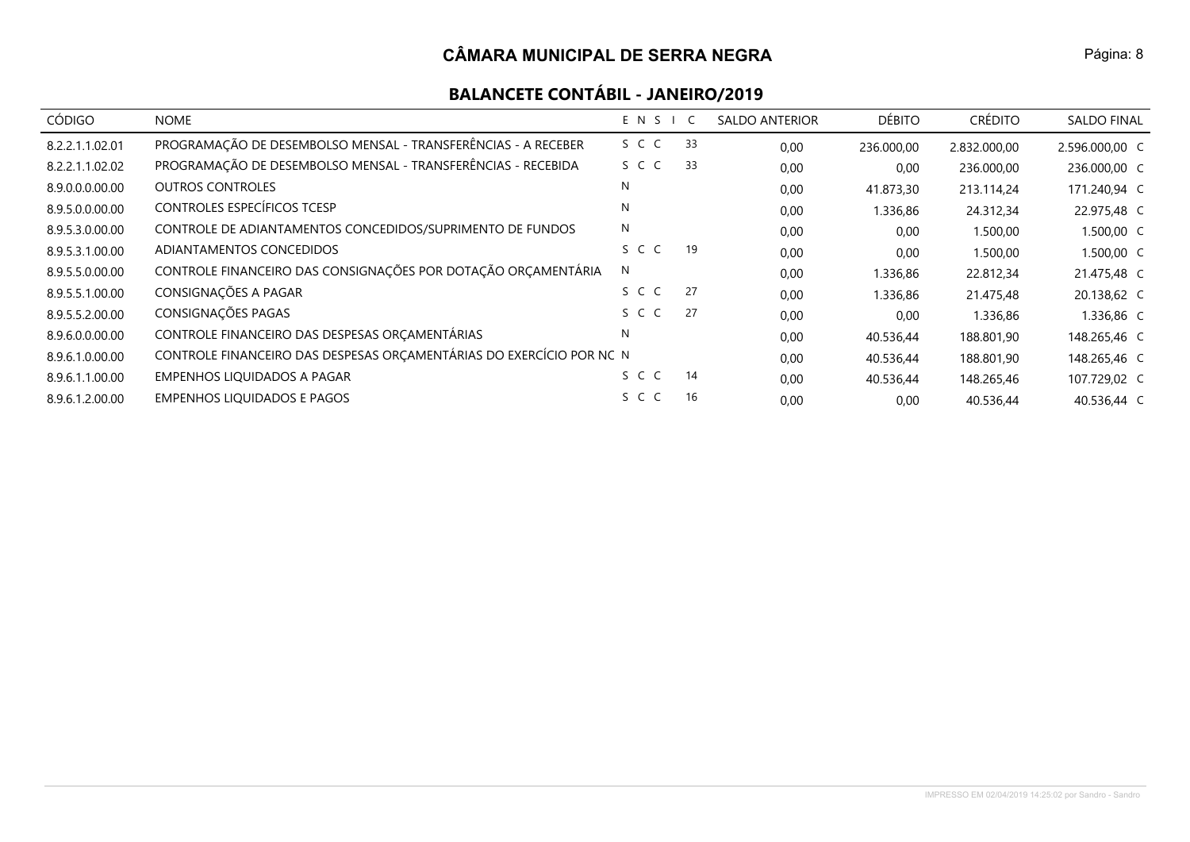## CÂMARA MUNICIPAL DE SERRA NEGRA

### BALANCETE CONTÁBIL - JANEIRO/2019

| CÓDIGO | NOME | E | N | S | I | C | SALDO ANTERIOR | DÉBITO | CRÉDITO | SALDO FINAL |
|---|---|---|---|---|---|---|---|---|---|---|
| 8.2.2.1.1.02.01 | PROGRAMAÇÃO DE DESEMBOLSO MENSAL - TRANSFERÊNCIAS - A RECEBER | S | C | C | | 33 | 0,00 | 236.000,00 | 2.832.000,00 | 2.596.000,00 C |
| 8.2.2.1.1.02.02 | PROGRAMAÇÃO DE DESEMBOLSO MENSAL - TRANSFERÊNCIAS - RECEBIDA | S | C | C | | 33 | 0,00 | 0,00 | 236.000,00 | 236.000,00 C |
| 8.9.0.0.0.00.00 | OUTROS CONTROLES | N | | | | | 0,00 | 41.873,30 | 213.114,24 | 171.240,94 C |
| 8.9.5.0.0.00.00 | CONTROLES ESPECÍFICOS TCESP | N | | | | | 0,00 | 1.336,86 | 24.312,34 | 22.975,48 C |
| 8.9.5.3.0.00.00 | CONTROLE DE ADIANTAMENTOS CONCEDIDOS/SUPRIMENTO DE FUNDOS | N | | | | | 0,00 | 0,00 | 1.500,00 | 1.500,00 C |
| 8.9.5.3.1.00.00 | ADIANTAMENTOS CONCEDIDOS | S | C | C | | 19 | 0,00 | 0,00 | 1.500,00 | 1.500,00 C |
| 8.9.5.5.0.00.00 | CONTROLE FINANCEIRO DAS CONSIGNAÇÕES POR DOTAÇÃO ORÇAMENTÁRIA | N | | | | | 0,00 | 1.336,86 | 22.812,34 | 21.475,48 C |
| 8.9.5.5.1.00.00 | CONSIGNAÇÕES A PAGAR | S | C | C | | 27 | 0,00 | 1.336,86 | 21.475,48 | 20.138,62 C |
| 8.9.5.5.2.00.00 | CONSIGNAÇÕES PAGAS | S | C | C | | 27 | 0,00 | 0,00 | 1.336,86 | 1.336,86 C |
| 8.9.6.0.0.00.00 | CONTROLE FINANCEIRO DAS DESPESAS ORÇAMENTÁRIAS | N | | | | | 0,00 | 40.536,44 | 188.801,90 | 148.265,46 C |
| 8.9.6.1.0.00.00 | CONTROLE FINANCEIRO DAS DESPESAS ORÇAMENTÁRIAS DO EXERCÍCIO POR NC | N | | | | | 0,00 | 40.536,44 | 188.801,90 | 148.265,46 C |
| 8.9.6.1.1.00.00 | EMPENHOS LIQUIDADOS A PAGAR | S | C | C | | 14 | 0,00 | 40.536,44 | 148.265,46 | 107.729,02 C |
| 8.9.6.1.2.00.00 | EMPENHOS LIQUIDADOS E PAGOS | S | C | C | | 16 | 0,00 | 0,00 | 40.536,44 | 40.536,44 C |

IMPRESSO EM 02/04/2019 14:25:02 por Sandro - Sandro